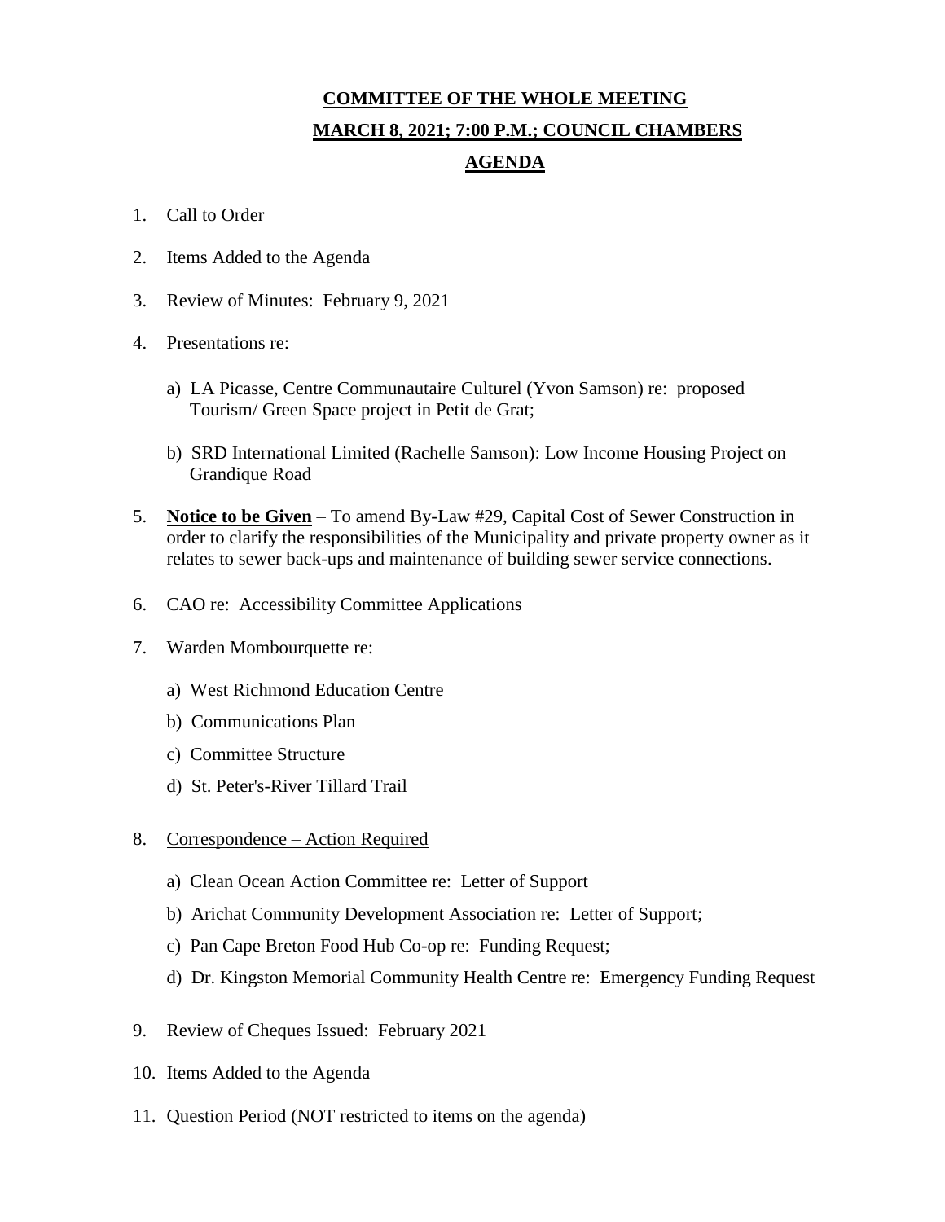# COMMITTEE OF THE WHOLE MEETING

## MARCH 8, 2021; 7:00 P.M.; COUNCIL CHAMBERS

## AGENDA

1. Call to Order

2. Items Added to the Agenda

3. Review of Minutes: February 9, 2021

4. Presentations re:

   a) LA Picasse, Centre Communautaire Culturel (Yvon Samson) re: proposed Tourism/ Green Space project in Petit de Grat;

   b) SRD International Limited (Rachelle Samson): Low Income Housing Project on Grandique Road

5. **Notice to be Given** – To amend By-Law #29, Capital Cost of Sewer Construction in order to clarify the responsibilities of the Municipality and private property owner as it relates to sewer back-ups and maintenance of building sewer service connections.

6. CAO re: Accessibility Committee Applications

7. Warden Mombourquette re:

   a) West Richmond Education Centre

   b) Communications Plan

   c) Committee Structure

   d) St. Peter's-River Tillard Trail

8. Correspondence – Action Required

   a) Clean Ocean Action Committee re: Letter of Support

   b) Arichat Community Development Association re: Letter of Support;

   c) Pan Cape Breton Food Hub Co-op re: Funding Request;

   d) Dr. Kingston Memorial Community Health Centre re: Emergency Funding Request

9. Review of Cheques Issued: February 2021

10. Items Added to the Agenda

11. Question Period (NOT restricted to items on the agenda)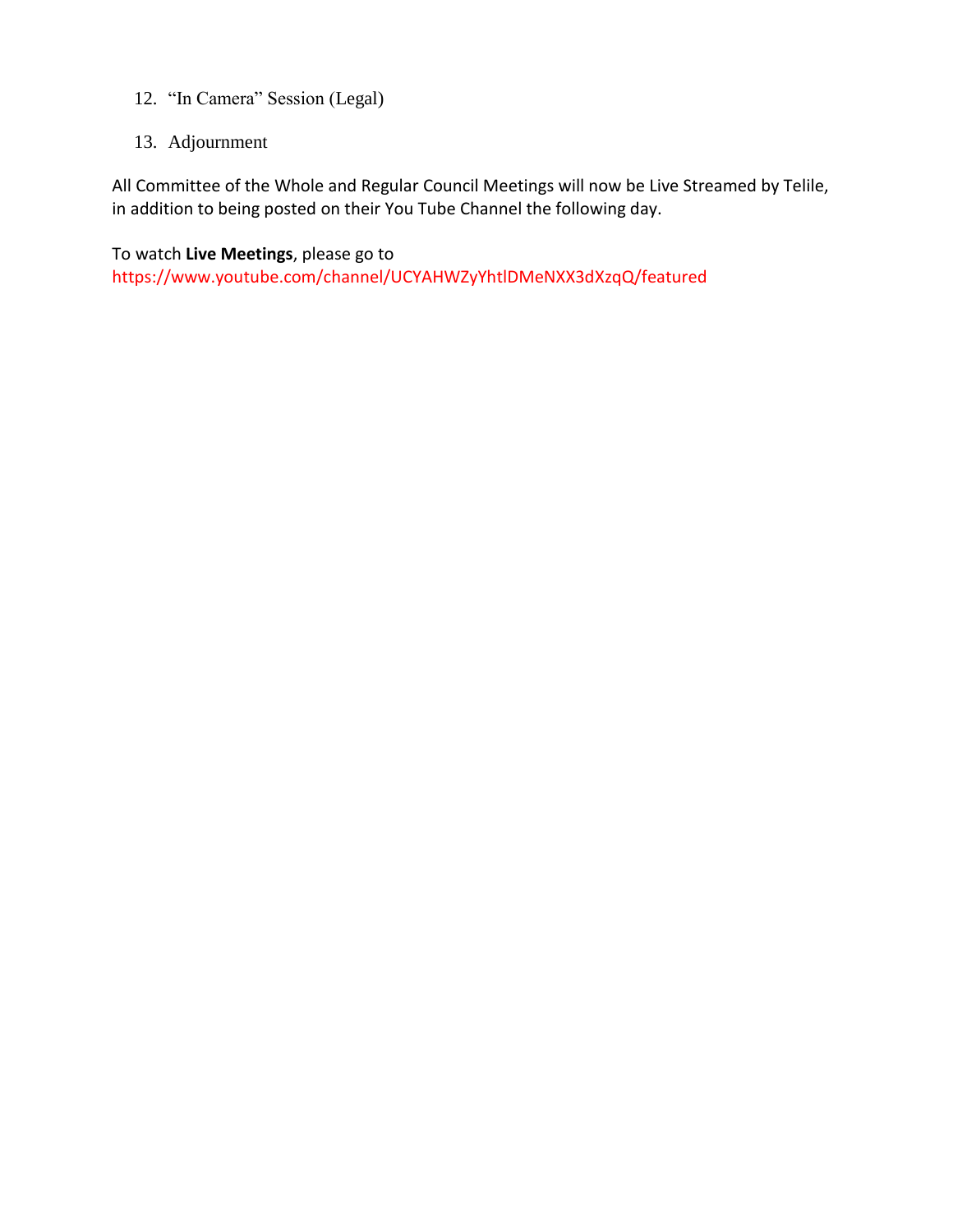12. "In Camera" Session (Legal)

13. Adjournment

All Committee of the Whole and Regular Council Meetings will now be Live Streamed by Telile, in addition to being posted on their You Tube Channel the following day.

To watch **Live Meetings**, please go to
https://www.youtube.com/channel/UCYAHWZyYhtlDMeNXX3dXzqQ/featured